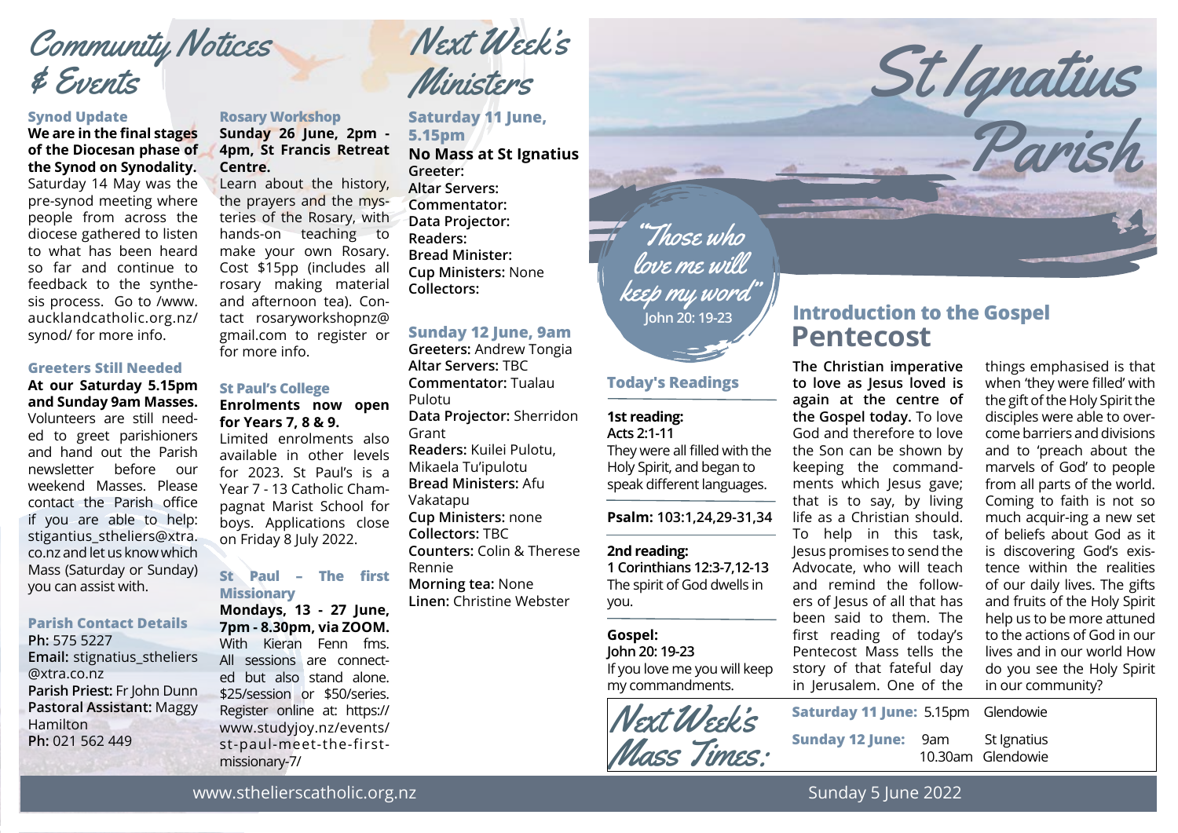# St Ignatius Parish

## Community Notices & Events

### Synod Update

**We are in the final stages of the Diocesan phase of the Synod on Synodality.** Saturday 14 May was the pre-synod meeting where people from across the diocese gathered to listen to what has been heard so far and continue to feedback to the synthesis process. Go to /www.aucklandcatholic.org.nz/synod/ for more info.

### Greeters Still Needed

**At our Saturday 5.15pm and Sunday 9am Masses.** Volunteers are still needed to greet parishioners and hand out the Parish newsletter before our weekend Masses. Please contact the Parish office if you are able to help: stigantius_sthелiers@xtra.co.nz and let us know which Mass (Saturday or Sunday) you can assist with.

### Parish Contact Details

**Ph:** 575 5227
**Email:** stignatius_sthеliers@xtra.co.nz
**Parish Priest:** Fr John Dunn
**Pastoral Assistant:** Maggy Hamilton
**Ph:** 021 562 449

### Rosary Workshop

**Sunday 26 June, 2pm - 4pm, St Francis Retreat Centre.**

Learn about the history, the prayers and the mysteries of the Rosary, with hands-on teaching to make your own Rosary. Cost $15pp (includes all rosary making material and afternoon tea). Contact rosaryworkshopnz@gmail.com to register or for more info.

### St Paul's College

**Enrolments now open for Years 7, 8 & 9.**

Limited enrolments also available in other levels for 2023. St Paul's is a Year 7 - 13 Catholic Champagnat Marist School for boys. Applications close on Friday 8 July 2022.

### St Paul – The first Missionary

**Mondays, 13 - 27 June, 7pm - 8.30pm, via ZOOM.**

With Kieran Fenn fms. All sessions are connected but also stand alone. $25/session or $50/series. Register online at: https://www.studyjoy.nz/events/st-paul-meet-the-first-missionary-7/

## Next Week's Ministers

### Saturday 11 June, 5.15pm

**No Mass at St Ignatius**
**Greeter:**
**Altar Servers:**
**Commentator:**
**Data Projector:**
**Readers:**
**Bread Minister:**
**Cup Ministers:** None
**Collectors:**

### Sunday 12 June, 9am

**Greeters:** Andrew Tongia
**Altar Servers:** TBC
**Commentator:** Tualau Pulotu
**Data Projector:** Sherridon Grant
**Readers:** Kuilei Pulotu, Mikaela Tu'ipulotu
**Bread Ministers:** Afu Vakatapu
**Cup Ministers:** none
**Collectors:** TBC
**Counters:** Colin & Therese Rennie
**Morning tea:** None
**Linen:** Christine Webster

*"Those who love me will keep my word"*
John 20: 19-23

## Today's Readings

**1st reading:**
**Acts 2:1-11**
They were all filled with the Holy Spirit, and began to speak different languages.

**Psalm: 103:1,24,29-31,34**

**2nd reading:**
**1 Corinthians 12:3-7,12-13**
The spirit of God dwells in you.

**Gospel:**
**John 20: 19-23**
If you love me you will keep my commandments.

## Introduction to the Gospel

## Pentecost

**The Christian imperative to love as Jesus loved is again at the centre of the Gospel today.** To love God and therefore to love the Son can be shown by keeping the commandments which Jesus gave; that is to say, by living life as a Christian should. To help in this task, Jesus promises to send the Advocate, who will teach and remind the followers of Jesus of all that has been said to them. The first reading of today's Pentecost Mass tells the story of that fateful day in Jerusalem. One of the things emphasised is that when 'they were filled' with the gift of the Holy Spirit the disciples were able to overcome barriers and divisions and to 'preach about the marvels of God' to people from all parts of the world. Coming to faith is not so much acquir-ing a new set of beliefs about God as it is discovering God's existence within the realities of our daily lives. The gifts and fruits of the Holy Spirit help us to be more attuned to the actions of God in our lives and in our world How do you see the Holy Spirit in our community?

## Next Week's Mass Times:

| | | |
|---|---|---|
| **Saturday 11 June:** | 5.15pm | Glendowie |
| **Sunday 12 June:** | 9am | St Ignatius |
| | 10.30am | Glendowie |

www.sthelierscatholic.org.nz

Sunday 5 June 2022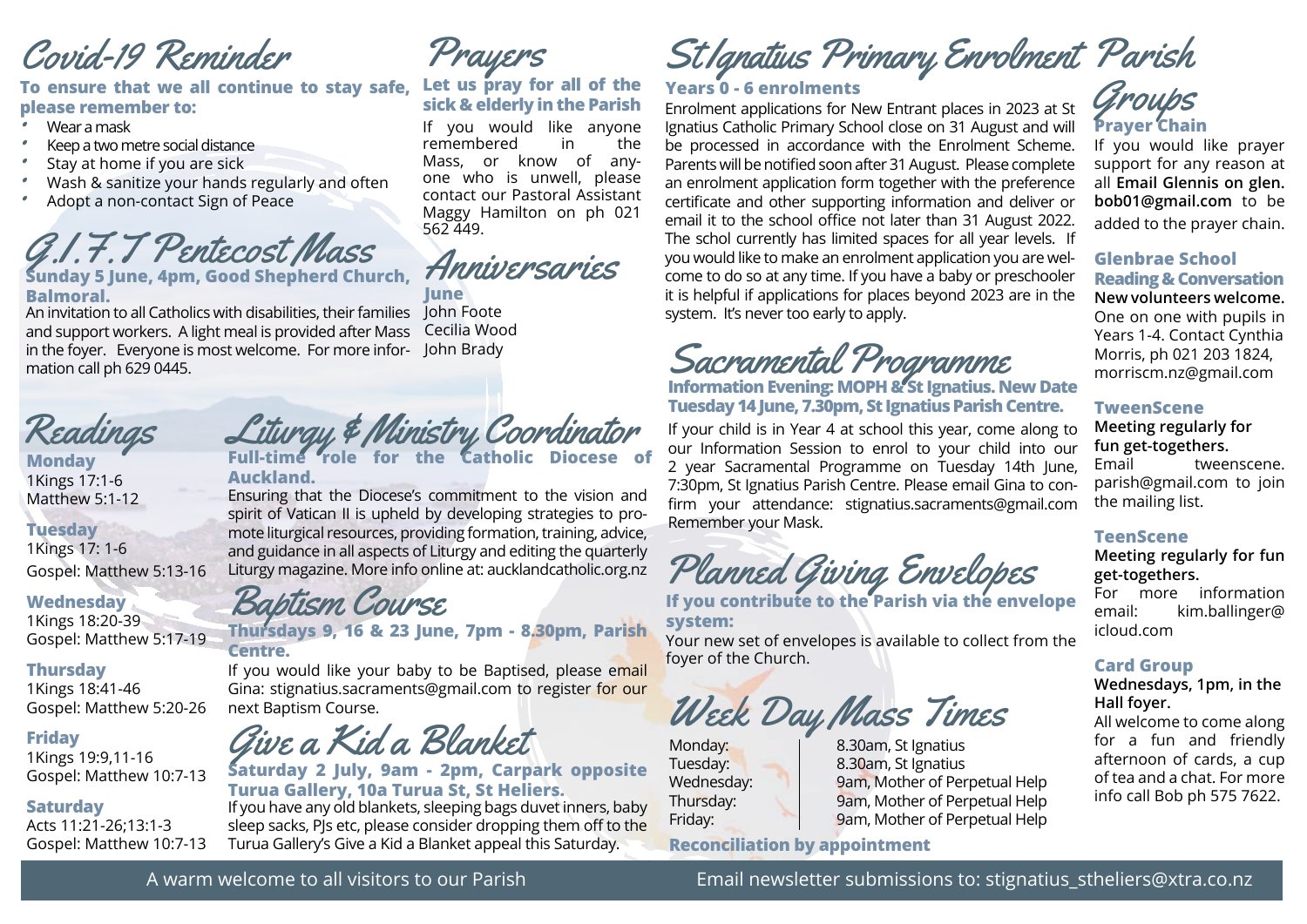# Covid-19 Reminder

**To ensure that we all continue to stay safe, please remember to:**

- Wear a mask
- Keep a two metre social distance
- Stay at home if you are sick
- Wash & sanitize your hands regularly and often
- Adopt a non-contact Sign of Peace

# G.I.F.T Pentecost Mass

**Sunday 5 June, 4pm, Good Shepherd Church, Balmoral.**

An invitation to all Catholics with disabilities, their families and support workers. A light meal is provided after Mass in the foyer. Everyone is most welcome. For more information call ph 629 0445.

# Prayers

**Let us pray for all of the sick & elderly in the Parish**

If you would like anyone remembered in the Mass, or know of anyone who is unwell, please contact our Pastoral Assistant Maggy Hamilton on ph 021 562 449.

# Anniversaries

**June**

John Foote
Cecilia Wood
John Brady

# Readings

**Monday**
1Kings 17:1-6
Matthew 5:1-12

**Tuesday**
1Kings 17: 1-6
Gospel: Matthew 5:13-16

**Wednesday**
1Kings 18:20-39
Gospel: Matthew 5:17-19

**Thursday**
1Kings 18:41-46
Gospel: Matthew 5:20-26

**Friday**
1Kings 19:9,11-16
Gospel: Matthew 10:7-13

**Saturday**
Acts 11:21-26;13:1-3
Gospel: Matthew 10:7-13

# Liturgy & Ministry Coordinator

**Full-time role for the Catholic Diocese of Auckland.**

Ensuring that the Diocese's commitment to the vision and spirit of Vatican II is upheld by developing strategies to promote liturgical resources, providing formation, training, advice, and guidance in all aspects of Liturgy and editing the quarterly Liturgy magazine. More info online at: aucklandcatholic.org.nz

# Baptism Course

**Thursdays 9, 16 & 23 June, 7pm - 8.30pm, Parish Centre.**

If you would like your baby to be Baptised, please email Gina: stignatius.sacraments@gmail.com to register for our next Baptism Course.

# Give a Kid a Blanket

**Saturday 2 July, 9am - 2pm, Carpark opposite Turua Gallery, 10a Turua St, St Heliers.**

If you have any old blankets, sleeping bags duvet inners, baby sleep sacks, PJs etc, please consider dropping them off to the Turua Gallery's Give a Kid a Blanket appeal this Saturday.

# St Ignatius Primary Enrolment

**Years 0 - 6 enrolments**

Enrolment applications for New Entrant places in 2023 at St Ignatius Catholic Primary School close on 31 August and will be processed in accordance with the Enrolment Scheme. Parents will be notified soon after 31 August. Please complete an enrolment application form together with the preference certificate and other supporting information and deliver or email it to the school office not later than 31 August 2022. The schol currently has limited spaces for all year levels. If you would like to make an enrolment application you are welcome to do so at any time. If you have a baby or preschooler it is helpful if applications for places beyond 2023 are in the system. It's never too early to apply.

# Sacramental Programme

**Information Evening: MOPH & St Ignatius. New Date Tuesday 14 June, 7.30pm, St Ignatius Parish Centre.**

If your child is in Year 4 at school this year, come along to our Information Session to enrol to your child into our 2 year Sacramental Programme on Tuesday 14th June, 7:30pm, St Ignatius Parish Centre. Please email Gina to confirm your attendance: stignatius.sacraments@gmail.com Remember your Mask.

# Planned Giving Envelopes

**If you contribute to the Parish via the envelope system:**

Your new set of envelopes is available to collect from the foyer of the Church.

# Week Day Mass Times

| | |
|---|---|
| Monday: | 8.30am, St Ignatius |
| Tuesday: | 8.30am, St Ignatius |
| Wednesday: | 9am, Mother of Perpetual Help |
| Thursday: | 9am, Mother of Perpetual Help |
| Friday: | 9am, Mother of Perpetual Help |

**Reconciliation by appointment**

# Parish Groups

**Prayer Chain**

If you would like prayer support for any reason at all **Email Glennis on glen.bob01@gmail.com** to be added to the prayer chain.

**Glenbrae School Reading & Conversation**

**New volunteers welcome.**
One on one with pupils in Years 1-4. Contact Cynthia Morris, ph 021 203 1824, morriscm.nz@gmail.com

**TweenScene**

**Meeting regularly for fun get-togethers.**
Email tweenscene.parish@gmail.com to join the mailing list.

**TeenScene**

**Meeting regularly for fun get-togethers.**
For more information email: kim.ballinger@icloud.com

**Card Group**

**Wednesdays, 1pm, in the Hall foyer.**
All welcome to come along for a fun and friendly afternoon of cards, a cup of tea and a chat. For more info call Bob ph 575 7622.

A warm welcome to all visitors to our Parish

Email newsletter submissions to: stignatius_stheliers@xtra.co.nz